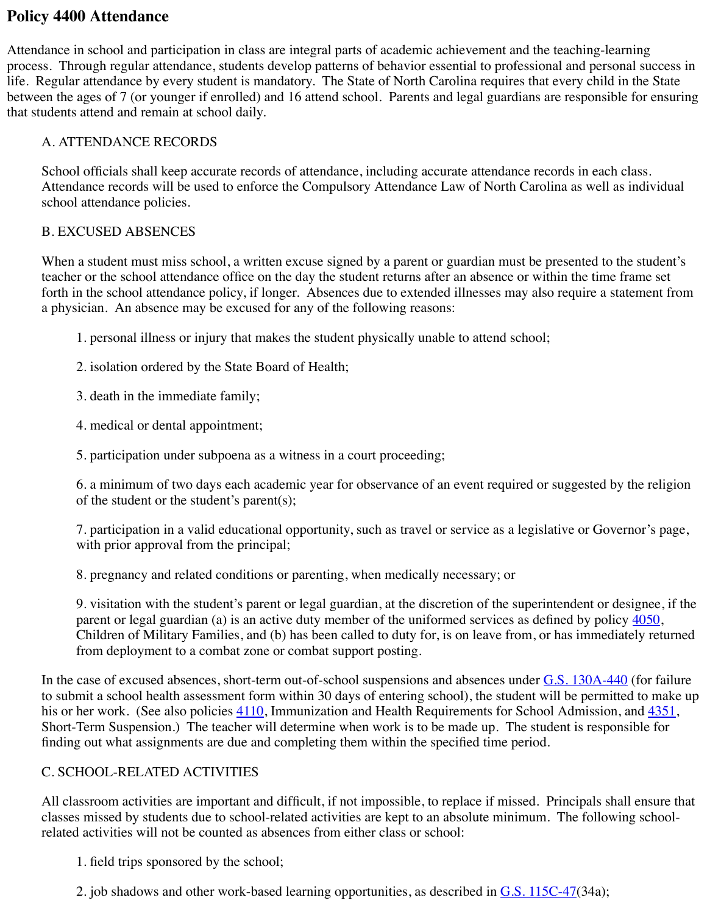# Policy 4400 Attendance

Attendance in school and participation in class are integral parts of academic achievement and the teaching-learning process. Through regular attendance, students develop patterns of behavior essential to professional and personal success in life. Regular attendance by every student is mandatory. The State of North Carolina requires that every child in the State between the ages of 7 (or younger if enrolled) and 16 attend school. Parents and legal guardians are responsible for ensuring that students attend and remain at school daily.

A. ATTENDANCE RECORDS

School officials shall keep accurate records of attendance, including accurate attendance records in each class. Attendance records will be used to enforce the Compulsory Attendance Law of North Carolina as well as individual school attendance policies.

B. EXCUSED ABSENCES

When a student must miss school, a written excuse signed by a parent or guardian must be presented to the student's teacher or the school attendance office on the day the student returns after an absence or within the time frame set forth in the school attendance policy, if longer. Absences due to extended illnesses may also require a statement from a physician. An absence may be excused for any of the following reasons:

1. personal illness or injury that makes the student physically unable to attend school;

2. isolation ordered by the State Board of Health;

3. death in the immediate family;

4. medical or dental appointment;

5. participation under subpoena as a witness in a court proceeding;

6. a minimum of two days each academic year for observance of an event required or suggested by the religion of the student or the student's parent(s);

7. participation in a valid educational opportunity, such as travel or service as a legislative or Governor's page, with prior approval from the principal;

8. pregnancy and related conditions or parenting, when medically necessary; or

9. visitation with the student's parent or legal guardian, at the discretion of the superintendent or designee, if the parent or legal guardian (a) is an active duty member of the uniformed services as defined by policy 4050, Children of Military Families, and (b) has been called to duty for, is on leave from, or has immediately returned from deployment to a combat zone or combat support posting.

In the case of excused absences, short-term out-of-school suspensions and absences under G.S. 130A-440 (for failure to submit a school health assessment form within 30 days of entering school), the student will be permitted to make up his or her work. (See also policies 4110, Immunization and Health Requirements for School Admission, and 4351, Short-Term Suspension.) The teacher will determine when work is to be made up. The student is responsible for finding out what assignments are due and completing them within the specified time period.

C. SCHOOL-RELATED ACTIVITIES

All classroom activities are important and difficult, if not impossible, to replace if missed. Principals shall ensure that classes missed by students due to school-related activities are kept to an absolute minimum. The following school-related activities will not be counted as absences from either class or school:

1. field trips sponsored by the school;

2. job shadows and other work-based learning opportunities, as described in G.S. 115C-47(34a);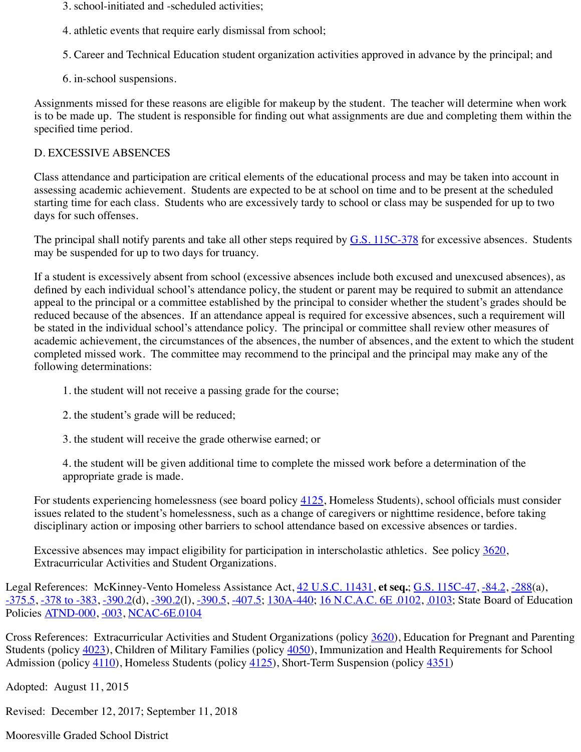3. school-initiated and -scheduled activities;
4. athletic events that require early dismissal from school;
5. Career and Technical Education student organization activities approved in advance by the principal; and
6. in-school suspensions.

Assignments missed for these reasons are eligible for makeup by the student. The teacher will determine when work is to be made up. The student is responsible for finding out what assignments are due and completing them within the specified time period.

D. EXCESSIVE ABSENCES

Class attendance and participation are critical elements of the educational process and may be taken into account in assessing academic achievement. Students are expected to be at school on time and to be present at the scheduled starting time for each class. Students who are excessively tardy to school or class may be suspended for up to two days for such offenses.

The principal shall notify parents and take all other steps required by G.S. 115C-378 for excessive absences. Students may be suspended for up to two days for truancy.

If a student is excessively absent from school (excessive absences include both excused and unexcused absences), as defined by each individual school's attendance policy, the student or parent may be required to submit an attendance appeal to the principal or a committee established by the principal to consider whether the student's grades should be reduced because of the absences. If an attendance appeal is required for excessive absences, such a requirement will be stated in the individual school's attendance policy. The principal or committee shall review other measures of academic achievement, the circumstances of the absences, the number of absences, and the extent to which the student completed missed work. The committee may recommend to the principal and the principal may make any of the following determinations:

1. the student will not receive a passing grade for the course;
2. the student's grade will be reduced;
3. the student will receive the grade otherwise earned; or
4. the student will be given additional time to complete the missed work before a determination of the appropriate grade is made.

For students experiencing homelessness (see board policy 4125, Homeless Students), school officials must consider issues related to the student's homelessness, such as a change of caregivers or nighttime residence, before taking disciplinary action or imposing other barriers to school attendance based on excessive absences or tardies.

Excessive absences may impact eligibility for participation in interscholastic athletics. See policy 3620, Extracurricular Activities and Student Organizations.

Legal References: McKinney-Vento Homeless Assistance Act, 42 U.S.C. 11431, **et seq.**; G.S. 115C-47, -84.2, -288(a), -375.5, -378 to -383, -390.2(d), -390.2(l), -390.5, -407.5; 130A-440; 16 N.C.A.C. 6E .0102, .0103; State Board of Education Policies ATND-000, -003, NCAC-6E.0104

Cross References: Extracurricular Activities and Student Organizations (policy 3620), Education for Pregnant and Parenting Students (policy 4023), Children of Military Families (policy 4050), Immunization and Health Requirements for School Admission (policy 4110), Homeless Students (policy 4125), Short-Term Suspension (policy 4351)

Adopted: August 11, 2015

Revised: December 12, 2017; September 11, 2018

Mooresville Graded School District